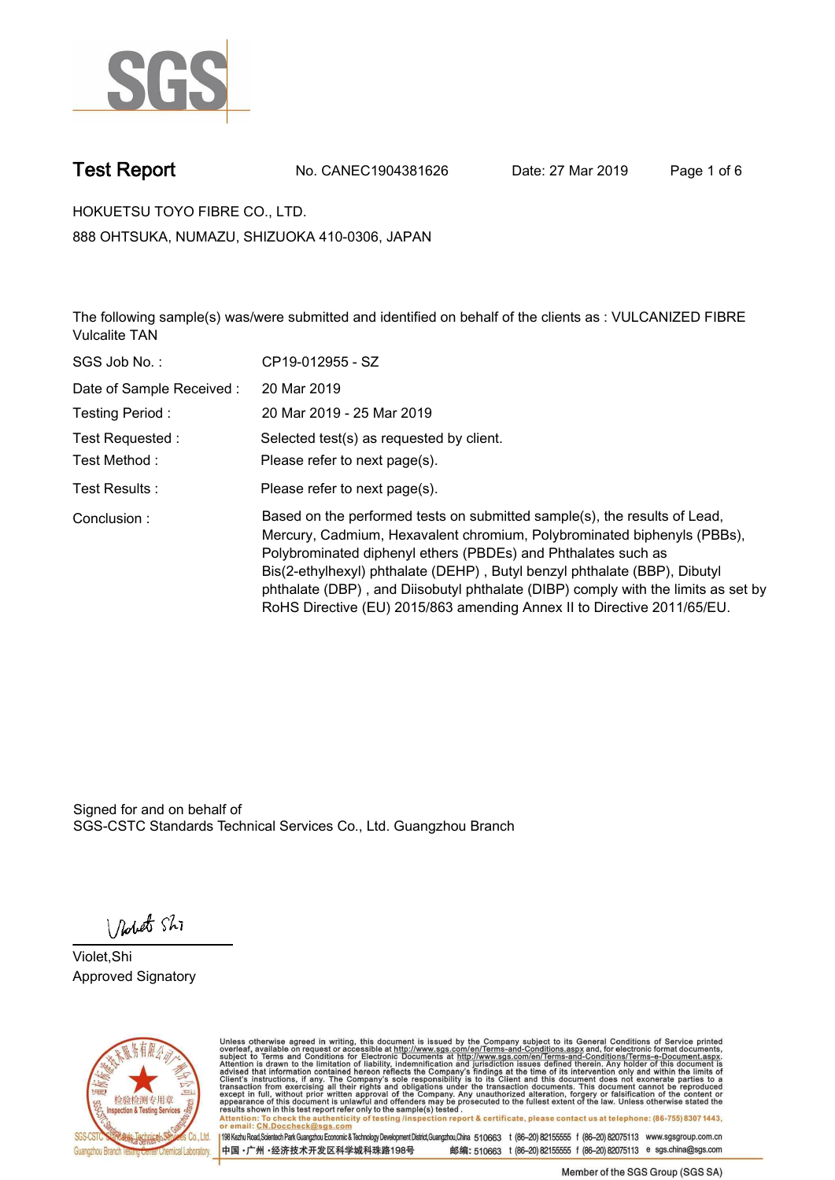SGS

# Test Report

No. CANEC1904381626 Date: 27 Mar 2019

HOKUETSU TOYO FIBRE CO., LTD.

888 OHTSUKA, NUMAZU, SHIZUOKA 410-0306, JAPAN

The following sample(s) was/were submitted and identified on behalf of the clients as : VULCANIZED FIBRE Vulcalite TAN

| | |
|---|---|
| SGS Job No. : | CP19-012955 - SZ |
| Date of Sample Received : | 20 Mar 2019 |
| Testing Period : | 20 Mar 2019 - 25 Mar 2019 |
| Test Requested : | Selected test(s) as requested by client. |
| Test Method : | Please refer to next page(s). |
| Test Results : | Please refer to next page(s). |
| Conclusion : | Based on the performed tests on submitted sample(s), the results of Lead, Mercury, Cadmium, Hexavalent chromium, Polybrominated biphenyls (PBBs), Polybrominated diphenyl ethers (PBDEs) and Phthalates such as Bis(2-ethylhexyl) phthalate (DEHP) , Butyl benzyl phthalate (BBP), Dibutyl phthalate (DBP) , and Diisobutyl phthalate (DIBP) comply with the limits as set by RoHS Directive (EU) 2015/863 amending Annex II to Directive 2011/65/EU. |

Signed for and on behalf of
SGS-CSTC Standards Technical Services Co., Ltd. Guangzhou Branch

Violet,Shi
Approved Signatory

Unless otherwise agreed in writing, this document is issued by the Company subject to its General Conditions of Service printed overleaf, available on request or accessible at http://www.sgs.com/en/Terms-and-Conditions.aspx and, for electronic format documents, subject to Terms and Conditions for Electronic Documents at http://www.sgs.com/en/Terms-and-Conditions/Terms-e-Document.aspx. Attention is drawn to the limitation of liability, indemnification and jurisdiction issues defined therein. Any holder of this document is advised that information contained hereon reflects the Company's findings at the time of its intervention only and within the limits of Client's instructions, if any. The Company's sole responsibility is to its Client and this document does not exonerate parties to a transaction from exercising all their rights and obligations under the transaction documents. This document cannot be reproduced except in full, without prior written approval of the Company. Any unauthorized alteration, forgery or falsification of the content or appearance of this document is unlawful and offenders may be prosecuted to the fullest extent of the law. Unless otherwise stated the results shown in this test report refer only to the sample(s) tested.

Attention: To check the authenticity of testing /inspection report & certificate, please contact us at telephone: (86-755) 8307 1443, or email: CN.Doccheck@sgs.com

198 Kezhu Road,Scientech Park Guangzhou Economic & Technology Development District,Guangzhou,China 510663 t (86–20) 82155555 f (86–20) 82075113 www.sgsgroup.com.cn

中国・广州・经济技术开发区科学城科珠路198号 邮编: 510663 t (86–20) 82155555 f (86–20) 82075113 e sgs.china@sgs.com

Member of the SGS Group (SGS SA)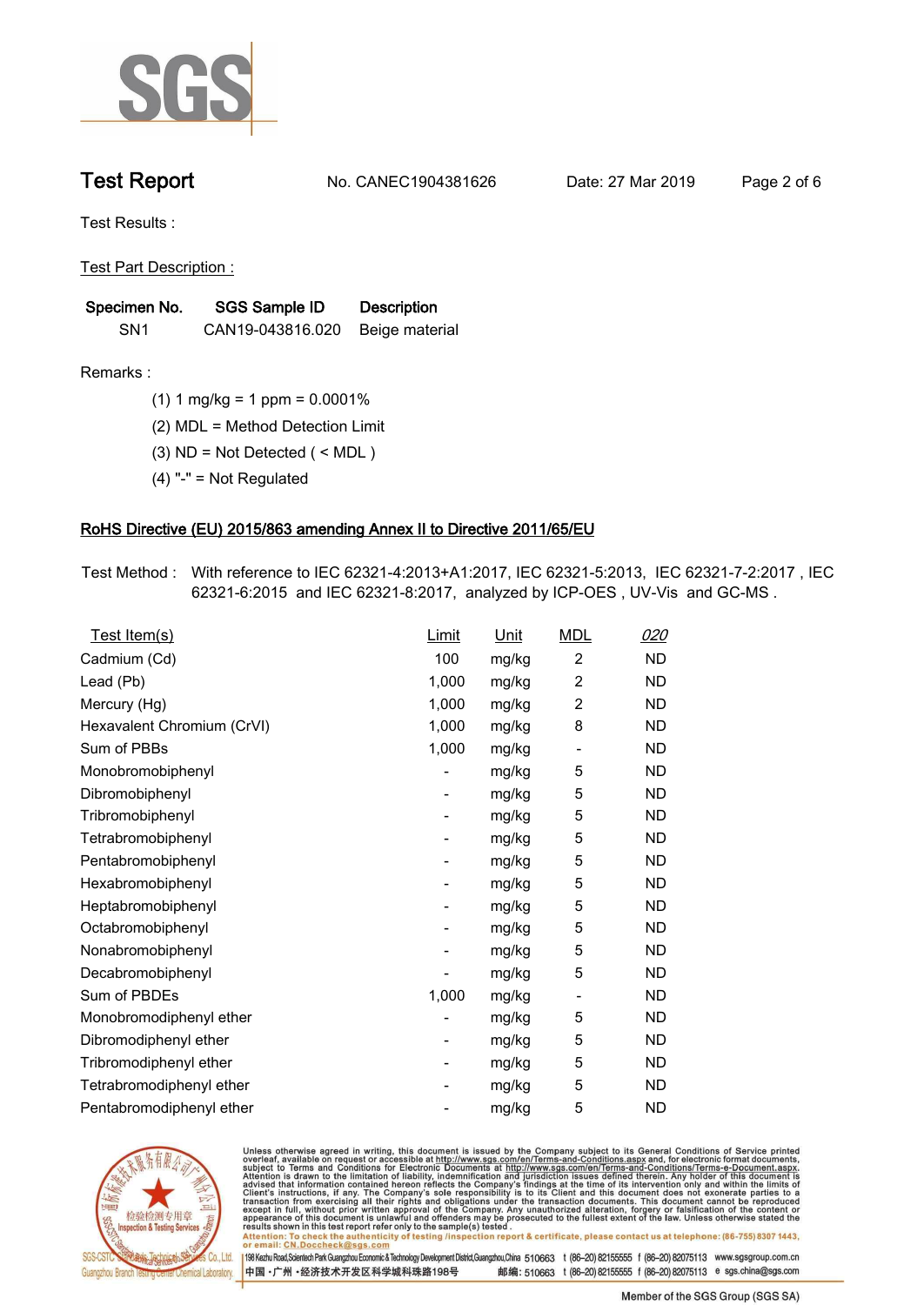# Test Report

No. CANEC1904381626    Date: 27 Mar 2019

Test Results :

Test Part Description :

| Specimen No. | SGS Sample ID | Description |
|---|---|---|
| SN1 | CAN19-043816.020 | Beige material |

Remarks :

(1) 1 mg/kg = 1 ppm = 0.0001%

(2) MDL = Method Detection Limit

(3) ND = Not Detected ( < MDL )

(4) "-" = Not Regulated

## RoHS Directive (EU) 2015/863 amending Annex II to Directive 2011/65/EU

Test Method : With reference to IEC 62321-4:2013+A1:2017, IEC 62321-5:2013, IEC 62321-7-2:2017 , IEC 62321-6:2015 and IEC 62321-8:2017, analyzed by ICP-OES , UV-Vis and GC-MS .

| Test Item(s) | Limit | Unit | MDL | 020 |
|---|---|---|---|---|
| Cadmium (Cd) | 100 | mg/kg | 2 | ND |
| Lead (Pb) | 1,000 | mg/kg | 2 | ND |
| Mercury (Hg) | 1,000 | mg/kg | 2 | ND |
| Hexavalent Chromium (CrVI) | 1,000 | mg/kg | 8 | ND |
| Sum of PBBs | 1,000 | mg/kg | - | ND |
| Monobromobiphenyl | - | mg/kg | 5 | ND |
| Dibromobiphenyl | - | mg/kg | 5 | ND |
| Tribromobiphenyl | - | mg/kg | 5 | ND |
| Tetrabromobiphenyl | - | mg/kg | 5 | ND |
| Pentabromobiphenyl | - | mg/kg | 5 | ND |
| Hexabromobiphenyl | - | mg/kg | 5 | ND |
| Heptabromobiphenyl | - | mg/kg | 5 | ND |
| Octabromobiphenyl | - | mg/kg | 5 | ND |
| Nonabromobiphenyl | - | mg/kg | 5 | ND |
| Decabromobiphenyl | - | mg/kg | 5 | ND |
| Sum of PBDEs | 1,000 | mg/kg | - | ND |
| Monobromodiphenyl ether | - | mg/kg | 5 | ND |
| Dibromodiphenyl ether | - | mg/kg | 5 | ND |
| Tribromodiphenyl ether | - | mg/kg | 5 | ND |
| Tetrabromodiphenyl ether | - | mg/kg | 5 | ND |
| Pentabromodiphenyl ether | - | mg/kg | 5 | ND |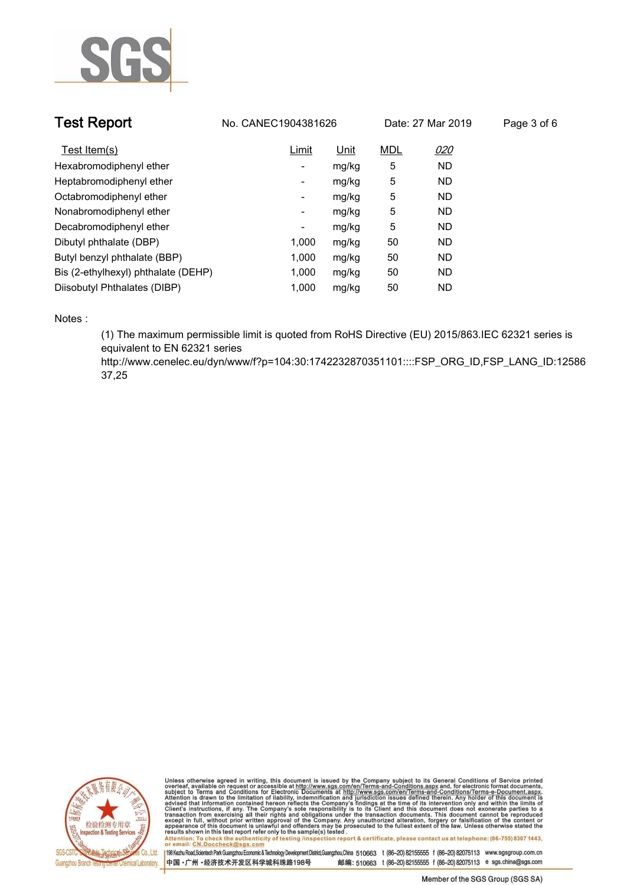| Test Item(s) | Limit | Unit | MDL | 020 |
|---|---|---|---|---|
| Hexabromodiphenyl ether | - | mg/kg | 5 | ND |
| Heptabromodiphenyl ether | - | mg/kg | 5 | ND |
| Octabromodiphenyl ether | - | mg/kg | 5 | ND |
| Nonabromodiphenyl ether | - | mg/kg | 5 | ND |
| Decabromodiphenyl ether | - | mg/kg | 5 | ND |
| Dibutyl phthalate (DBP) | 1,000 | mg/kg | 50 | ND |
| Butyl benzyl phthalate (BBP) | 1,000 | mg/kg | 50 | ND |
| Bis (2-ethylhexyl) phthalate (DEHP) | 1,000 | mg/kg | 50 | ND |
| Diisobutyl Phthalates (DIBP) | 1,000 | mg/kg | 50 | ND |

Notes :

(1) The maximum permissible limit is quoted from RoHS Directive (EU) 2015/863.IEC 62321 series is equivalent to EN 62321 series
http://www.cenelec.eu/dyn/www/f?p=104:30:1742232870351101::::FSP_ORG_ID,FSP_LANG_ID:1258637,25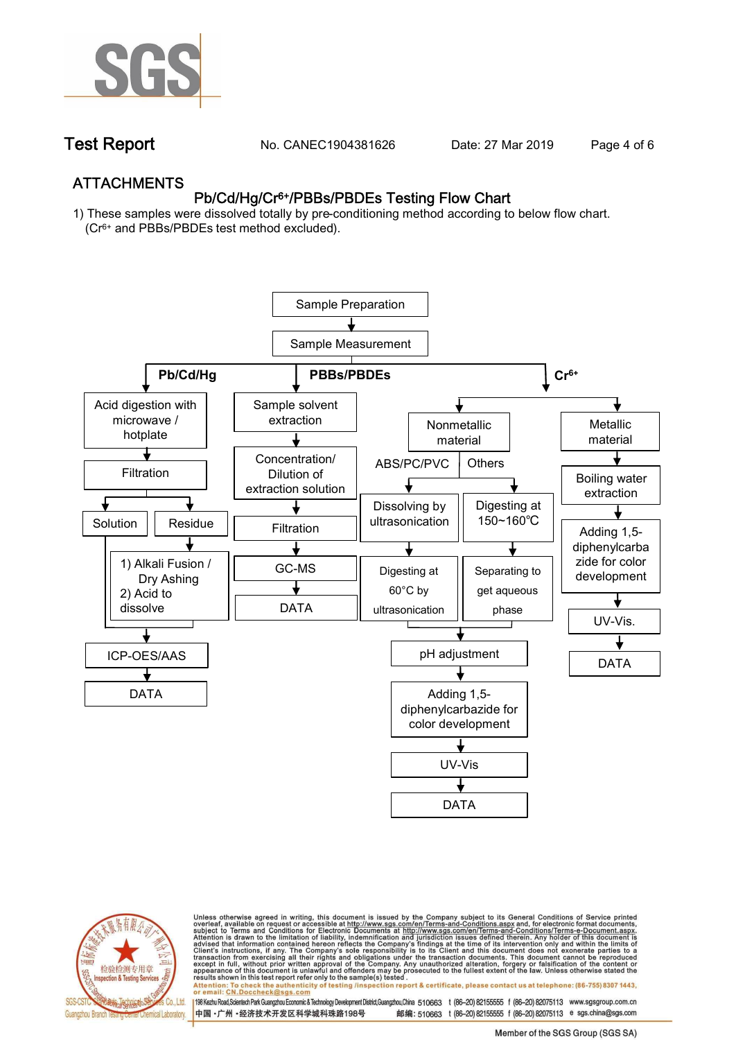## ATTACHMENTS

### Pb/Cd/Hg/$Cr^{6+}$/PBBs/PBDEs Testing Flow Chart

1) These samples were dissolved totally by pre-conditioning method according to below flow chart. ($Cr^{6+}$ and PBBs/PBDEs test method excluded).

Sample Preparation → Sample Measurement

**Pb/Cd/Hg**

- Acid digestion with microwave / hotplate
- Filtration
- Solution / Residue
  - Residue: 1) Alkali Fusion / Dry Ashing 2) Acid to dissolve
- ICP-OES/AAS
- DATA

**PBBs/PBDEs**

- Sample solvent extraction
- Concentration/ Dilution of extraction solution
- Filtration
- GC-MS
- DATA

**$Cr^{6+}$**

- Nonmetallic material
  - ABS/PC/PVC: Dissolving by ultrasonication → Digesting at 60°C by ultrasonication
  - Others: Digesting at 150~160℃ → Separating to get aqueous phase
  - pH adjustment
  - Adding 1,5-diphenylcarbazide for color development
  - UV-Vis
  - DATA
- Metallic material
  - Boiling water extraction
  - Adding 1,5-diphenylcarbazide for color development
  - UV-Vis.
  - DATA

Unless otherwise agreed in writing, this document is issued by the Company subject to its General Conditions of Service printed overleaf, available on request or accessible at http://www.sgs.com/en/Terms-and-Conditions.aspx and, for electronic format documents, subject to Terms and Conditions for Electronic Documents at http://www.sgs.com/en/Terms-and-Conditions/Terms-e-Document.aspx. Attention is drawn to the limitation of liability, indemnification and jurisdiction issues defined therein. Any holder of this document is advised that information contained hereon reflects the Company's findings at the time of its intervention only and within the limits of Client's instructions, if any. The Company's sole responsibility is to its Client and this document does not exonerate parties to a transaction from exercising all their rights and obligations under the transaction documents. This document cannot be reproduced except in full, without prior written approval of the Company. Any unauthorized alteration, forgery or falsification of the content or appearance of this document is unlawful and offenders may be prosecuted to the fullest extent of the law. Unless otherwise stated the results shown in this test report refer only to the sample(s) tested.

Attention: To check the authenticity of testing /inspection report & certificate, please contact us at telephone: (86-755) 8307 1443, or email: CN.Doccheck@sgs.com

198 Kezhu Road,Scientech Park Guangzhou Economic & Technology Development District,Guangzhou,China 510663 t (86-20) 82155555 f (86-20) 82075113 www.sgsgroup.com.cn

中国・广州・经济技术开发区科学城科珠路198号 邮编: 510663 t (86-20) 82155555 f (86-20) 82075113 e sgs.china@sgs.com

Member of the SGS Group (SGS SA)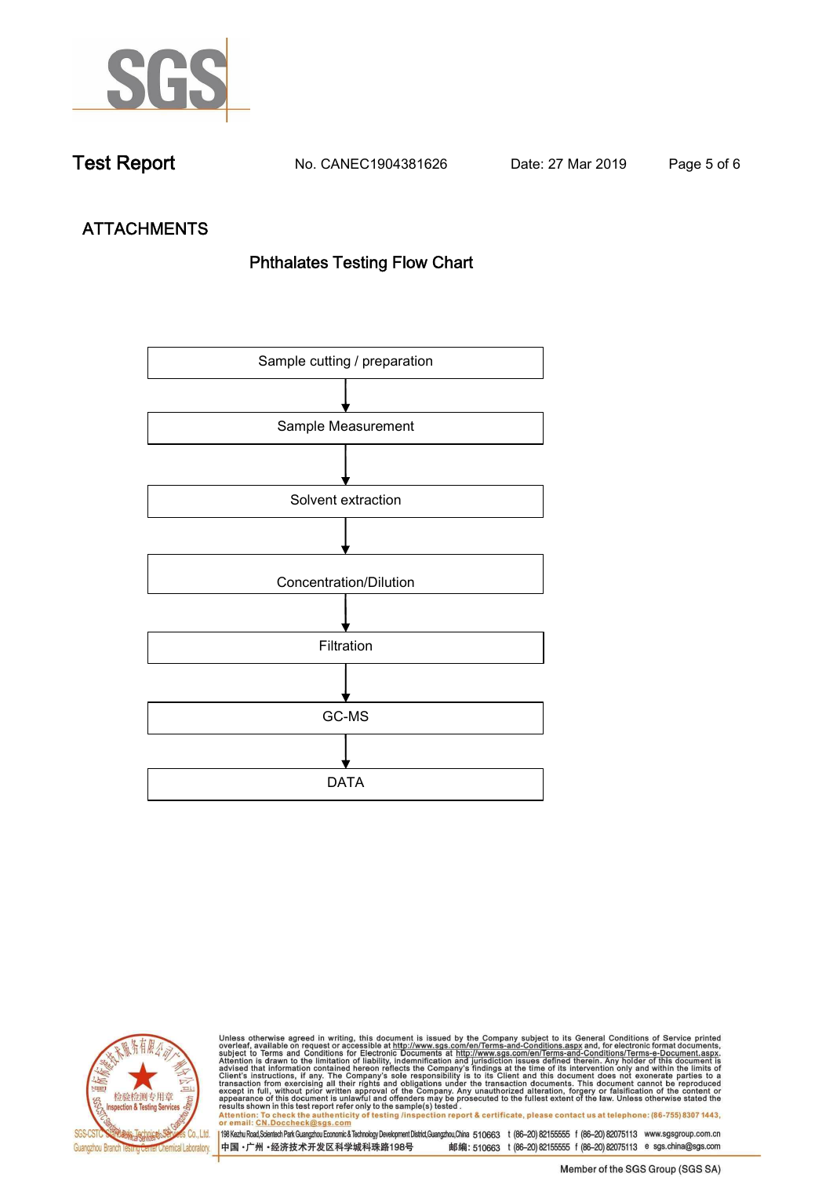# Test Report

No. CANEC1904381626 Date: 27 Mar 2019

## ATTACHMENTS

### Phthalates Testing Flow Chart

Sample cutting / preparation

↓

Sample Measurement

↓

Solvent extraction

↓

Concentration/Dilution

↓

Filtration

↓

GC-MS

↓

DATA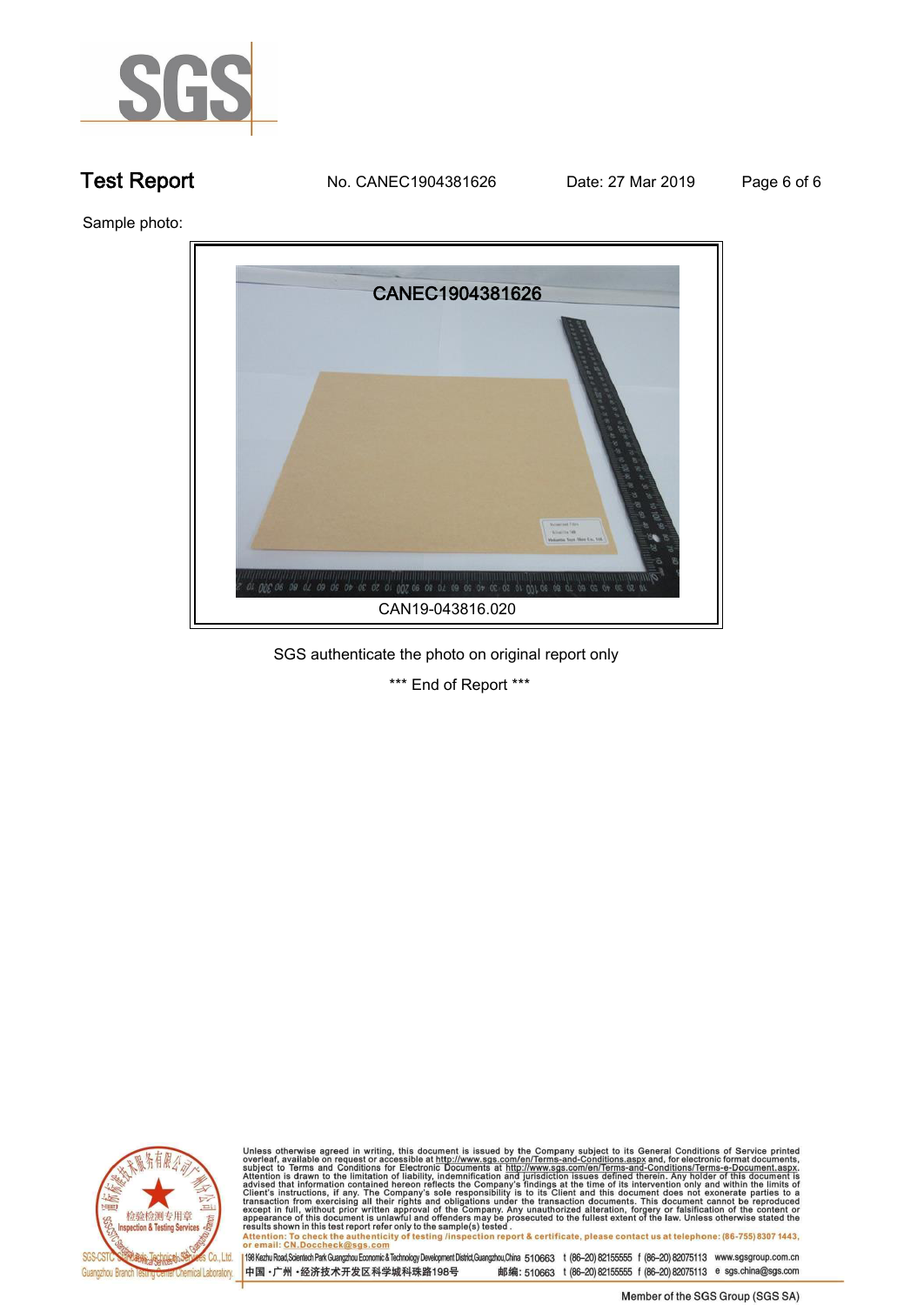Sample photo:

CANEC1904381626

CAN19-043816.020

SGS authenticate the photo on original report only

*** End of Report ***

Unless otherwise agreed in writing, this document is issued by the Company subject to its General Conditions of Service printed overleaf, available on request or accessible at http://www.sgs.com/en/Terms-and-Conditions.aspx and, for electronic format documents, subject to Terms and Conditions for Electronic Documents at http://www.sgs.com/en/Terms-and-Conditions/Terms-e-Document.aspx. Attention is drawn to the limitation of liability, indemnification and jurisdiction issues defined therein. Any holder of this document is advised that information contained hereon reflects the Company's findings at the time of its intervention only and within the limits of Client's instructions, if any. The Company's sole responsibility is to its Client and this document does not exonerate parties to a transaction from exercising all their rights and obligations under the transaction documents. This document cannot be reproduced except in full, without prior written approval of the Company. Any unauthorized alteration, forgery or falsification of the content or appearance of this document is unlawful and offenders may be prosecuted to the fullest extent of the law. Unless otherwise stated the results shown in this test report refer only to the sample(s) tested .

Attention: To check the authenticity of testing /inspection report & certificate, please contact us at telephone: (86-755) 8307 1443, or email: CN.Doccheck@sgs.com

SGS-CSTC Standards Technical Services Co., Ltd. Guangzhou Branch Testing Center Chemical Laboratory.

198 Kezhu Road,Scientech Park Guangzhou Economic & Technology Development District,Guangzhou,China 510663 t (86–20) 82155555 f (86–20) 82075113 www.sgsgroup.com.cn

中国・广州・经济技术开发区科学城科珠路198号 邮编: 510663 t (86–20) 82155555 f (86–20) 82075113 e sgs.china@sgs.com

Member of the SGS Group (SGS SA)